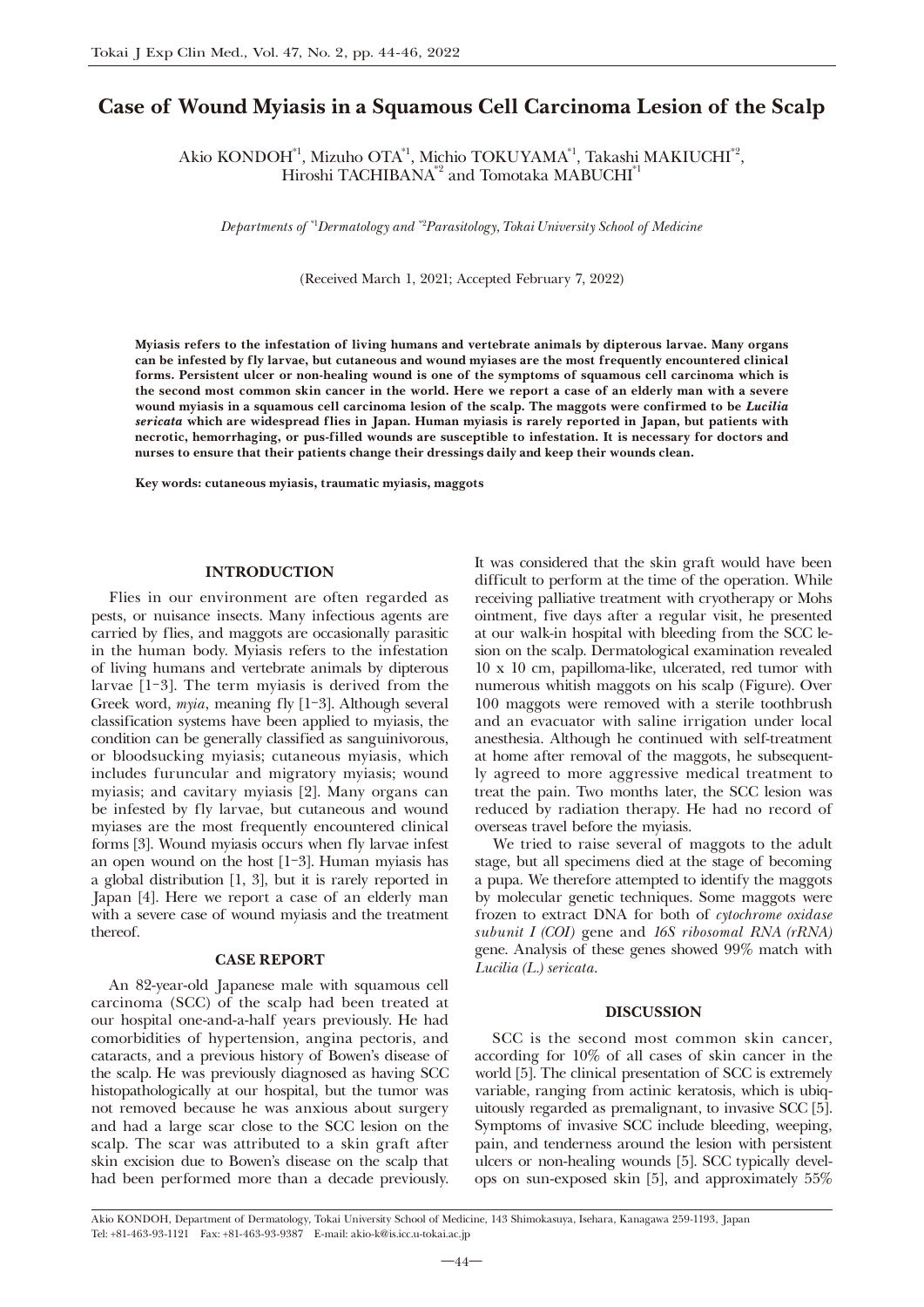# Case of Wound Myiasis in a Squamous Cell Carcinoma Lesion of the Scalp

Akio KONDOH[*1], Mizuho OTA[*1], Michio TOKUYAMA[*1], Takashi MAKIUCHI[*2], Hiroshi TACHIBANA[*2] and Tomotaka MABUCHI[*1]

*Departments of [*1]Dermatology and [*2]Parasitology, Tokai University School of Medicine*

(Received March 1, 2021; Accepted February 7, 2022)

**Myiasis refers to the infestation of living humans and vertebrate animals by dipterous larvae. Many organs can be infested by fly larvae, but cutaneous and wound myiases are the most frequently encountered clinical forms. Persistent ulcer or non-healing wound is one of the symptoms of squamous cell carcinoma which is the second most common skin cancer in the world. Here we report a case of an elderly man with a severe wound myiasis in a squamous cell carcinoma lesion of the scalp. The maggots were confirmed to be *Lucilia sericata* which are widespread flies in Japan. Human myiasis is rarely reported in Japan, but patients with necrotic, hemorrhaging, or pus-filled wounds are susceptible to infestation. It is necessary for doctors and nurses to ensure that their patients change their dressings daily and keep their wounds clean.**

**Key words: cutaneous myiasis, traumatic myiasis, maggots**

## INTRODUCTION

Flies in our environment are often regarded as pests, or nuisance insects. Many infectious agents are carried by flies, and maggots are occasionally parasitic in the human body. Myiasis refers to the infestation of living humans and vertebrate animals by dipterous larvae [1–3]. The term myiasis is derived from the Greek word, *myia*, meaning fly [1–3]. Although several classification systems have been applied to myiasis, the condition can be generally classified as sanguinivorous, or bloodsucking myiasis; cutaneous myiasis, which includes furuncular and migratory myiasis; wound myiasis; and cavitary myiasis [2]. Many organs can be infested by fly larvae, but cutaneous and wound myiases are the most frequently encountered clinical forms [3]. Wound myiasis occurs when fly larvae infest an open wound on the host [1–3]. Human myiasis has a global distribution [1, 3], but it is rarely reported in Japan [4]. Here we report a case of an elderly man with a severe case of wound myiasis and the treatment thereof.

## CASE REPORT

An 82-year-old Japanese male with squamous cell carcinoma (SCC) of the scalp had been treated at our hospital one-and-a-half years previously. He had comorbidities of hypertension, angina pectoris, and cataracts, and a previous history of Bowen's disease of the scalp. He was previously diagnosed as having SCC histopathologically at our hospital, but the tumor was not removed because he was anxious about surgery and had a large scar close to the SCC lesion on the scalp. The scar was attributed to a skin graft after skin excision due to Bowen's disease on the scalp that had been performed more than a decade previously. It was considered that the skin graft would have been difficult to perform at the time of the operation. While receiving palliative treatment with cryotherapy or Mohs ointment, five days after a regular visit, he presented at our walk-in hospital with bleeding from the SCC lesion on the scalp. Dermatological examination revealed 10 x 10 cm, papilloma-like, ulcerated, red tumor with numerous whitish maggots on his scalp (Figure). Over 100 maggots were removed with a sterile toothbrush and an evacuator with saline irrigation under local anesthesia. Although he continued with self-treatment at home after removal of the maggots, he subsequently agreed to more aggressive medical treatment to treat the pain. Two months later, the SCC lesion was reduced by radiation therapy. He had no record of overseas travel before the myiasis.

We tried to raise several of maggots to the adult stage, but all specimens died at the stage of becoming a pupa. We therefore attempted to identify the maggots by molecular genetic techniques. Some maggots were frozen to extract DNA for both of *cytochrome oxidase subunit I (COI)* gene and *16S ribosomal RNA (rRNA)* gene. Analysis of these genes showed 99% match with *Lucilia (L.) sericata*.

## DISCUSSION

SCC is the second most common skin cancer, according for 10% of all cases of skin cancer in the world [5]. The clinical presentation of SCC is extremely variable, ranging from actinic keratosis, which is ubiquitously regarded as premalignant, to invasive SCC [5]. Symptoms of invasive SCC include bleeding, weeping, pain, and tenderness around the lesion with persistent ulcers or non-healing wounds [5]. SCC typically develops on sun-exposed skin [5], and approximately 55%

Akio KONDOH, Department of Dermatology, Tokai University School of Medicine, 143 Shimokasuya, Isehara, Kanagawa 259-1193, Japan
Tel: +81-463-93-1121 Fax: +81-463-93-9387 E-mail: akio-k@is.icc.u-tokai.ac.jp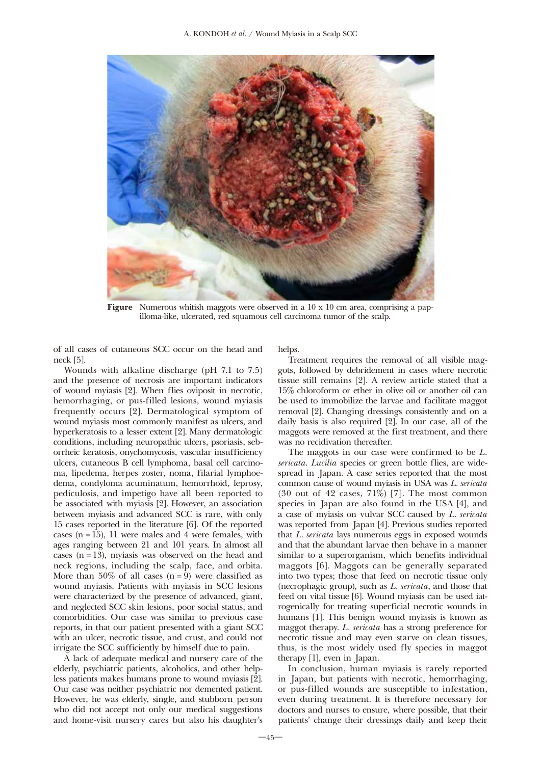**Figure** Numerous whitish maggots were observed in a 10 x 10 cm area, comprising a papilloma-like, ulcerated, red squamous cell carcinoma tumor of the scalp.

of all cases of cutaneous SCC occur on the head and neck [5].

Wounds with alkaline discharge (pH 7.1 to 7.5) and the presence of necrosis are important indicators of wound myiasis [2]. When flies oviposit in necrotic, hemorrhaging, or pus-filled lesions, wound myiasis frequently occurs [2]. Dermatological symptom of wound myiasis most commonly manifest as ulcers, and hyperkeratosis to a lesser extent [2]. Many dermatologic conditions, including neuropathic ulcers, psoriasis, seborrheic keratosis, onychomycosis, vascular insufficiency ulcers, cutaneous B cell lymphoma, basal cell carcinoma, lipedema, herpes zoster, noma, filarial lymphoedema, condyloma acuminatum, hemorrhoid, leprosy, pediculosis, and impetigo have all been reported to be associated with myiasis [2]. However, an association between myiasis and advanced SCC is rare, with only 15 cases reported in the literature [6]. Of the reported cases (n = 15), 11 were males and 4 were females, with ages ranging between 21 and 101 years. In almost all cases (n = 13), myiasis was observed on the head and neck regions, including the scalp, face, and orbita. More than 50% of all cases (n = 9) were classified as wound myiasis. Patients with myiasis in SCC lesions were characterized by the presence of advanced, giant, and neglected SCC skin lesions, poor social status, and comorbidities. Our case was similar to previous case reports, in that our patient presented with a giant SCC with an ulcer, necrotic tissue, and crust, and could not irrigate the SCC sufficiently by himself due to pain.

A lack of adequate medical and nursery care of the elderly, psychiatric patients, alcoholics, and other helpless patients makes humans prone to wound myiasis [2]. Our case was neither psychiatric nor demented patient. However, he was elderly, single, and stubborn person who did not accept not only our medical suggestions and home-visit nursery cares but also his daughter's helps.

Treatment requires the removal of all visible maggots, followed by debridement in cases where necrotic tissue still remains [2]. A review article stated that a 15% chloroform or ether in olive oil or another oil can be used to immobilize the larvae and facilitate maggot removal [2]. Changing dressings consistently and on a daily basis is also required [2]. In our case, all of the maggots were removed at the first treatment, and there was no recidivation thereafter.

The maggots in our case were confirmed to be *L. sericata*. *Lucilia* species or green bottle flies, are widespread in Japan. A case series reported that the most common cause of wound myiasis in USA was *L. sericata* (30 out of 42 cases, 71%) [7]. The most common species in Japan are also found in the USA [4], and a case of myiasis on vulvar SCC caused by *L. sericata* was reported from Japan [4]. Previous studies reported that *L. sericata* lays numerous eggs in exposed wounds and that the abundant larvae then behave in a manner similar to a superorganism, which benefits individual maggots [6]. Maggots can be generally separated into two types; those that feed on necrotic tissue only (necrophagic group), such as *L. sericata*, and those that feed on vital tissue [6]. Wound myiasis can be used iatrogenically for treating superficial necrotic wounds in humans [1]. This benign wound myiasis is known as maggot therapy. *L. sericata* has a strong preference for necrotic tissue and may even starve on clean tissues, thus, is the most widely used fly species in maggot therapy [1], even in Japan.

In conclusion, human myiasis is rarely reported in Japan, but patients with necrotic, hemorrhaging, or pus-filled wounds are susceptible to infestation, even during treatment. It is therefore necessary for doctors and nurses to ensure, where possible, that their patients' change their dressings daily and keep their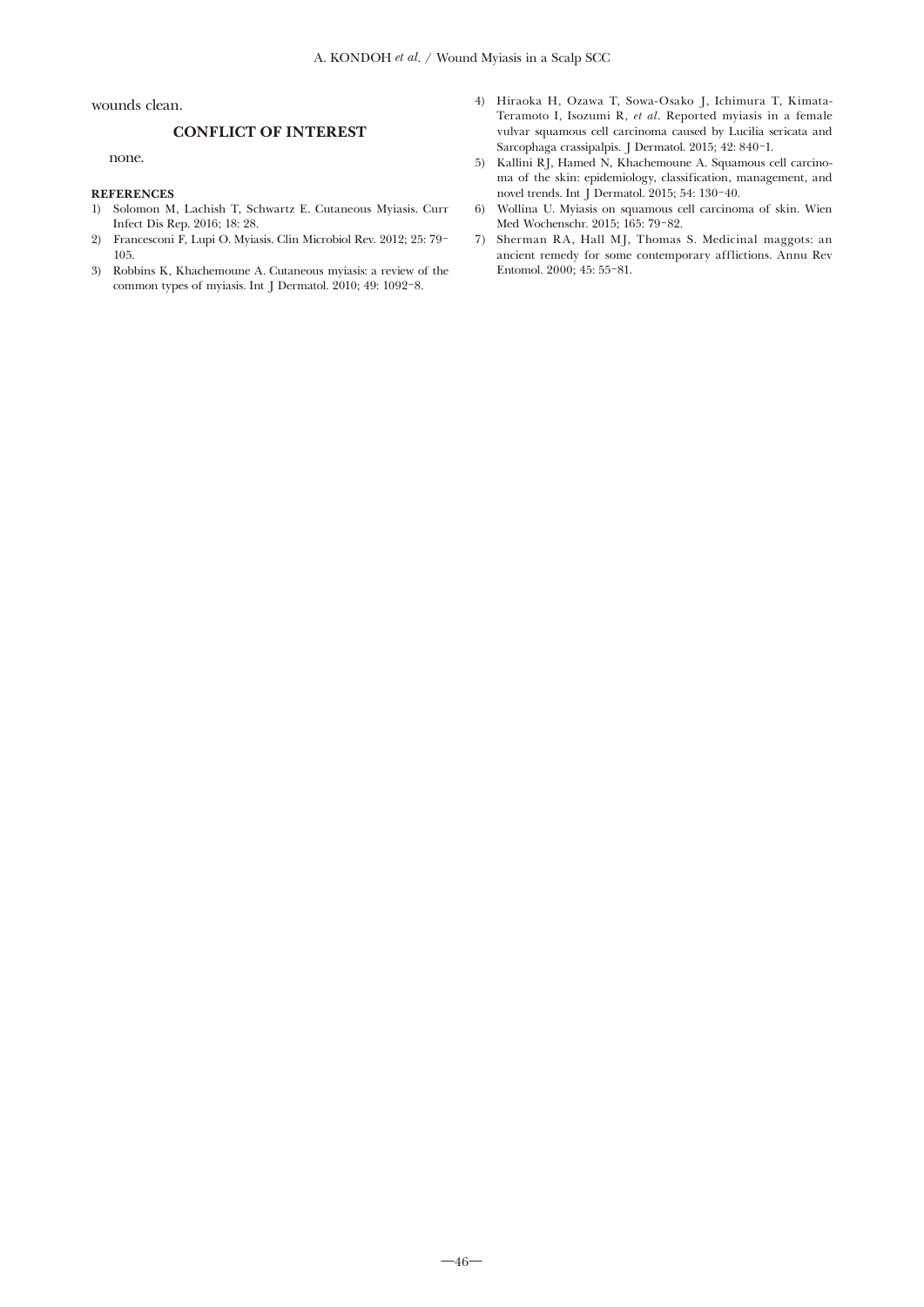wounds clean.

## CONFLICT OF INTEREST

none.

### REFERENCES

1) Solomon M, Lachish T, Schwartz E. Cutaneous Myiasis. Curr Infect Dis Rep. 2016; 18: 28.
2) Francesconi F, Lupi O. Myiasis. Clin Microbiol Rev. 2012; 25: 79-105.
3) Robbins K, Khachemoune A. Cutaneous myiasis: a review of the common types of myiasis. Int J Dermatol. 2010; 49: 1092-8.
4) Hiraoka H, Ozawa T, Sowa-Osako J, Ichimura T, Kimata-Teramoto I, Isozumi R, *et al*. Reported myiasis in a female vulvar squamous cell carcinoma caused by Lucilia sericata and Sarcophaga crassipalpis. J Dermatol. 2015; 42: 840-1.
5) Kallini RJ, Hamed N, Khachemoune A. Squamous cell carcinoma of the skin: epidemiology, classification, management, and novel trends. Int J Dermatol. 2015; 54: 130-40.
6) Wollina U. Myiasis on squamous cell carcinoma of skin. Wien Med Wochenschr. 2015; 165: 79-82.
7) Sherman RA, Hall MJ, Thomas S. Medicinal maggots: an ancient remedy for some contemporary afflictions. Annu Rev Entomol. 2000; 45: 55-81.